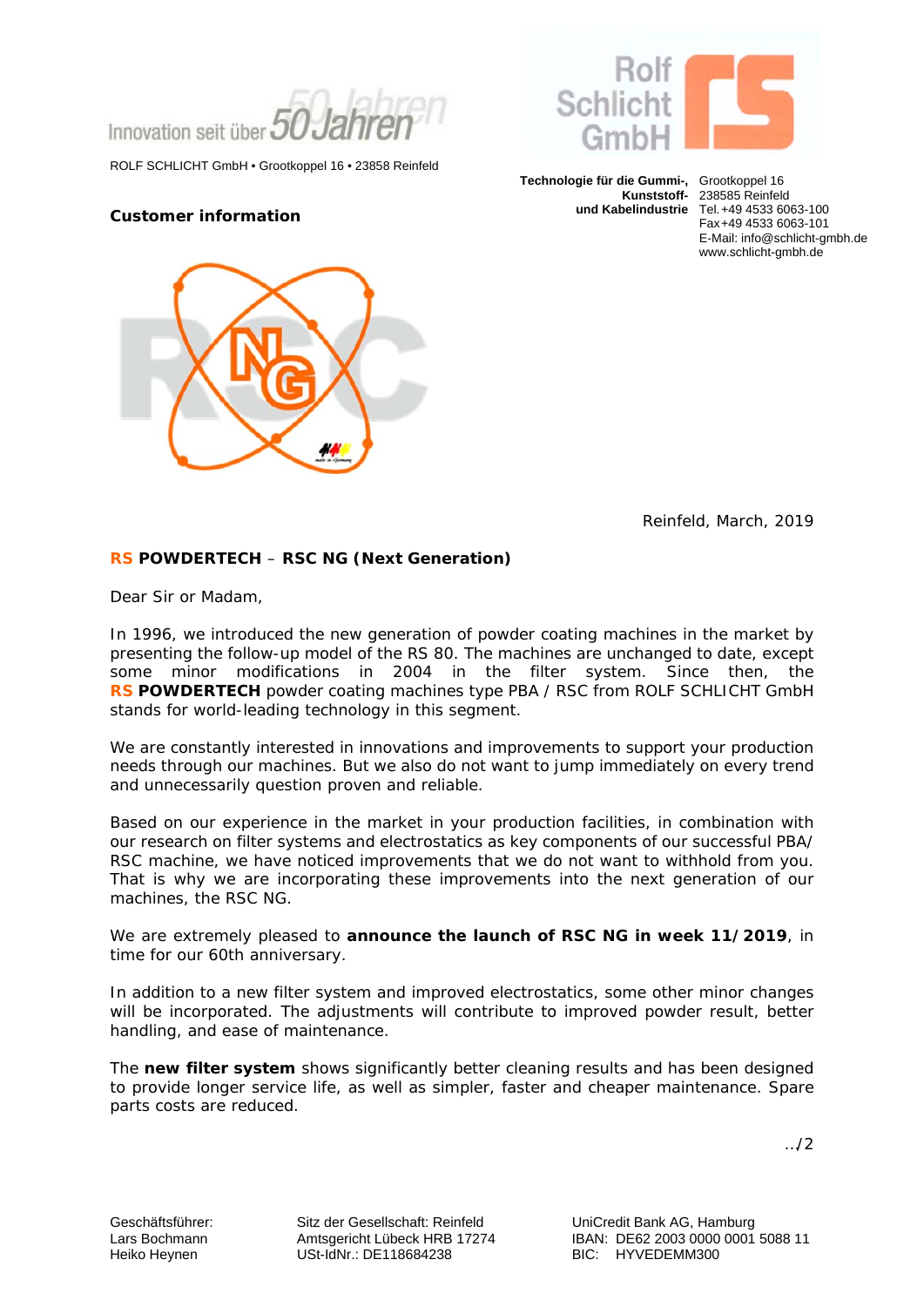Innovation seit über 50 Jahren

ROLF SCHLICHT GmbH • Grootkoppel 16 • 23858 Reinfeld

Rolf Schlicht GmbH

**Technologie für die Gummi-, Kunststoff- und Kabelindustrie**

Grootkoppel 16
238585 Reinfeld
Tel. +49 4533 6063-100
Fax +49 4533 6063-101
E-Mail: info@schlicht-gmbh.de
www.schlicht-gmbh.de

**Customer information**

Reinfeld, March, 2019

**RS POWDERTECH – RSC NG (Next Generation)**

Dear Sir or Madam,

In 1996, we introduced the new generation of powder coating machines in the market by presenting the follow-up model of the RS 80. The machines are unchanged to date, except some minor modifications in 2004 in the filter system. Since then, the **RS POWDERTECH** powder coating machines type PBA / RSC from ROLF SCHLICHT GmbH stands for world-leading technology in this segment.

We are constantly interested in innovations and improvements to support your production needs through our machines. But we also do not want to jump immediately on every trend and unnecessarily question proven and reliable.

Based on our experience in the market in your production facilities, in combination with our research on filter systems and electrostatics as key components of our successful PBA/ RSC machine, we have noticed improvements that we do not want to withhold from you. That is why we are incorporating these improvements into the next generation of our machines, the RSC NG.

We are extremely pleased to **announce the launch of RSC NG in week 11/2019**, in time for our 60th anniversary.

In addition to a new filter system and improved electrostatics, some other minor changes will be incorporated. The adjustments will contribute to improved powder result, better handling, and ease of maintenance.

The **new filter system** shows significantly better cleaning results and has been designed to provide longer service life, as well as simpler, faster and cheaper maintenance. Spare parts costs are reduced.

../2

Geschäftsführer:
Lars Bochmann
Heiko Heynen

Sitz der Gesellschaft: Reinfeld
Amtsgericht Lübeck HRB 17274
USt-IdNr.: DE118684238

UniCredit Bank AG, Hamburg
IBAN: DE62 2003 0000 0001 5088 11
BIC: HYVEDEMM300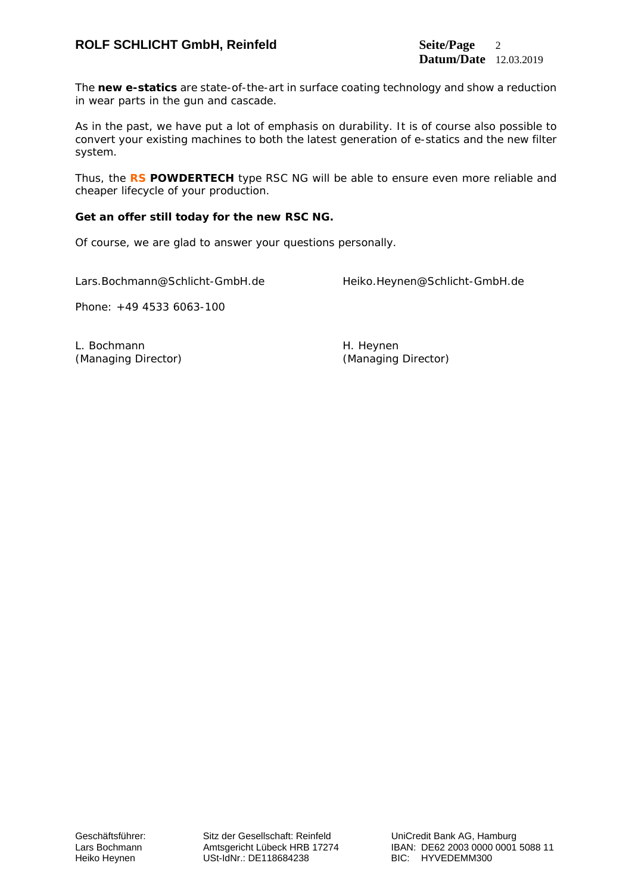The **new e-statics** are state-of-the-art in surface coating technology and show a reduction in wear parts in the gun and cascade.

As in the past, we have put a lot of emphasis on durability. It is of course also possible to convert your existing machines to both the latest generation of e-statics and the new filter system.

Thus, the **RS POWDERTECH** type RSC NG will be able to ensure even more reliable and cheaper lifecycle of your production.

**Get an offer still today for the new RSC NG.**

Of course, we are glad to answer your questions personally.

Lars.Bochmann@Schlicht-GmbH.de

Heiko.Heynen@Schlicht-GmbH.de

Phone: +49 4533 6063-100

L. Bochmann
(Managing Director)

H. Heynen
(Managing Director)

Geschäftsführer:
Lars Bochmann
Heiko Heynen

Sitz der Gesellschaft: Reinfeld
Amtsgericht Lübeck HRB 17274
USt-IdNr.: DE118684238

UniCredit Bank AG, Hamburg
IBAN: DE62 2003 0000 0001 5088 11
BIC: HYVEDEMM300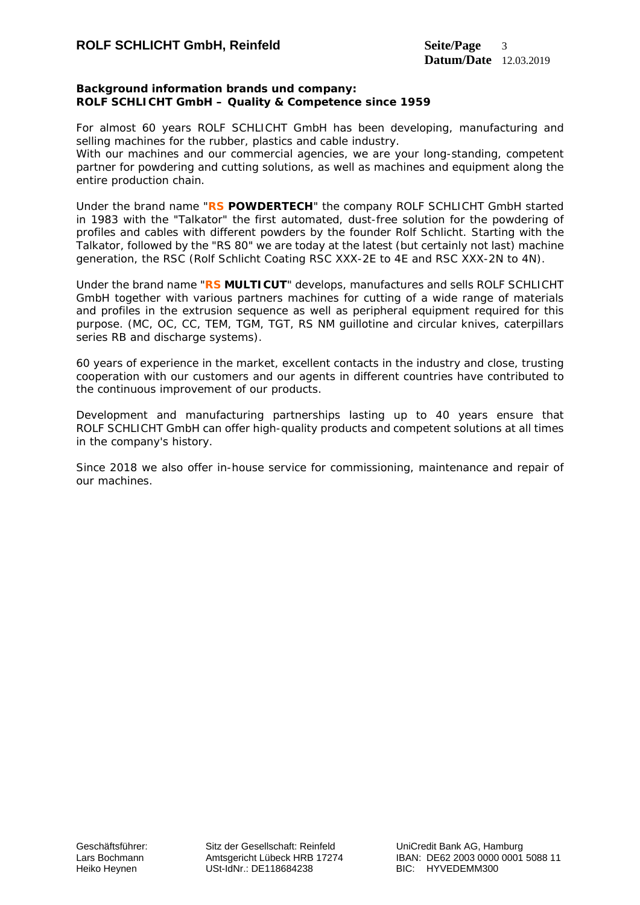**Background information brands und company:**
**ROLF SCHLICHT GmbH – Quality & Competence since 1959**

For almost 60 years ROLF SCHLICHT GmbH has been developing, manufacturing and selling machines for the rubber, plastics and cable industry.
With our machines and our commercial agencies, we are your long-standing, competent partner for powdering and cutting solutions, as well as machines and equipment along the entire production chain.

Under the brand name "**RS POWDERTECH**" the company ROLF SCHLICHT GmbH started in 1983 with the "Talkator" the first automated, dust-free solution for the powdering of profiles and cables with different powders by the founder Rolf Schlicht. Starting with the Talkator, followed by the "RS 80" we are today at the latest (but certainly not last) machine generation, the RSC (Rolf Schlicht Coating RSC XXX-2E to 4E and RSC XXX-2N to 4N).

Under the brand name "**RS MULTICUT**" develops, manufactures and sells ROLF SCHLICHT GmbH together with various partners machines for cutting of a wide range of materials and profiles in the extrusion sequence as well as peripheral equipment required for this purpose. (MC, OC, CC, TEM, TGM, TGT, RS NM guillotine and circular knives, caterpillars series RB and discharge systems).

60 years of experience in the market, excellent contacts in the industry and close, trusting cooperation with our customers and our agents in different countries have contributed to the continuous improvement of our products.

Development and manufacturing partnerships lasting up to 40 years ensure that ROLF SCHLICHT GmbH can offer high-quality products and competent solutions at all times in the company's history.

Since 2018 we also offer in-house service for commissioning, maintenance and repair of our machines.